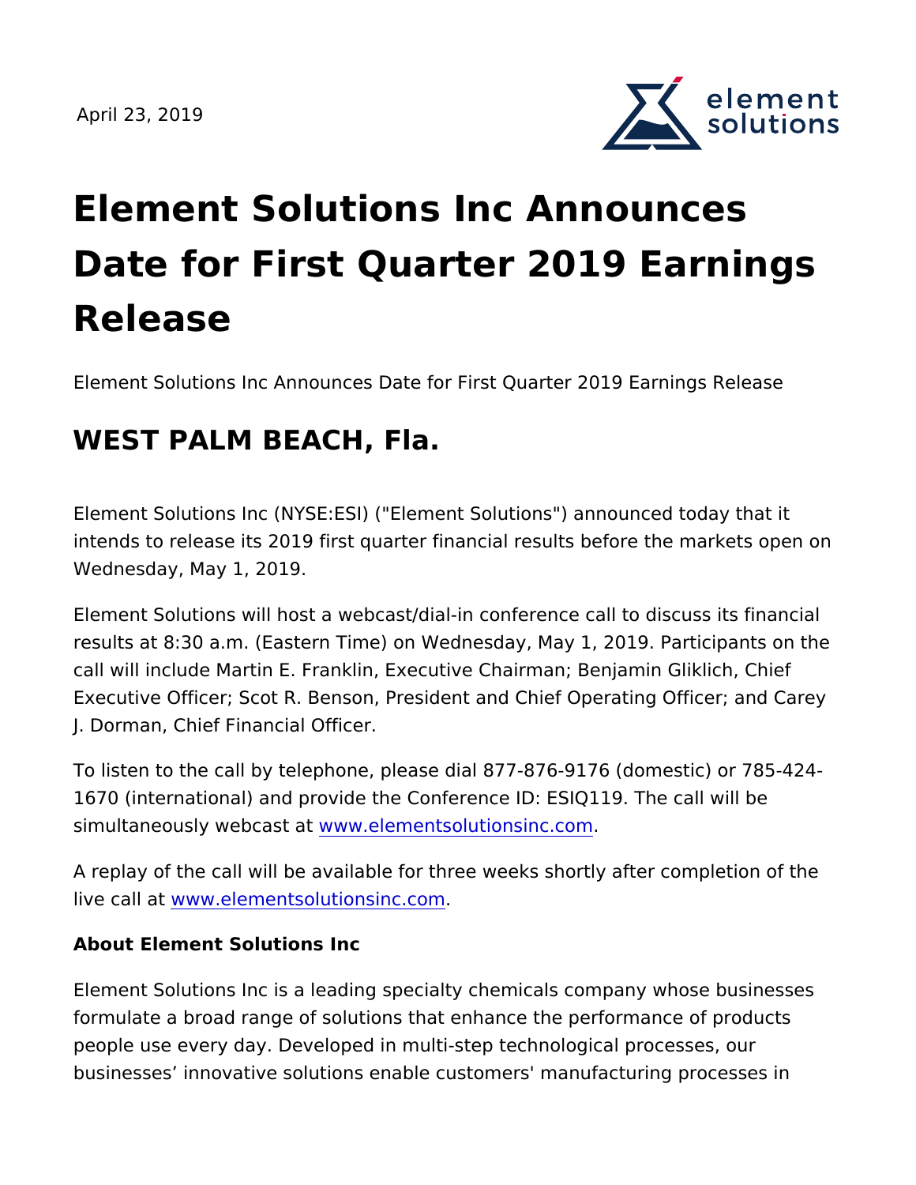April 23, 2019

# Element Solutions Inc Announces Date for First Quarter 2019 Earnings Release

Element Solutions Inc Announces Date for First Quarter 2019 Earnings Release

## WEST PALM BEACH, Fla.

Element Solutions Inc (NYSE:ESI) ("Element Solutions") announced today that it intends to release its 2019 first quarter financial results before the markets open on Wednesday, May 1, 2019.

Element Solutions will host a webcast/dial-in conference call to discuss its financial results at 8:30 a.m. (Eastern Time) on Wednesday, May 1, 2019. Participants on the call will include Martin E. Franklin, Executive Chairman; Benjamin Gliklich, Chief Executive Officer; Scot R. Benson, President and Chief Operating Officer; and Carey J. Dorman, Chief Financial Officer.

To listen to the call by telephone, please dial 877-876-9176 (domestic) or 785-424-1670 (international) and provide the Conference ID: ESIQ119. The call will be simultaneously webcast at www.elementsolutionsinc.com.

A replay of the call will be available for three weeks shortly after completion of the live call at www.elementsolutionsinc.com.

**About Element Solutions Inc**

Element Solutions Inc is a leading specialty chemicals company whose businesses formulate a broad range of solutions that enhance the performance of products people use every day. Developed in multi-step technological processes, our businesses' innovative solutions enable customers' manufacturing processes in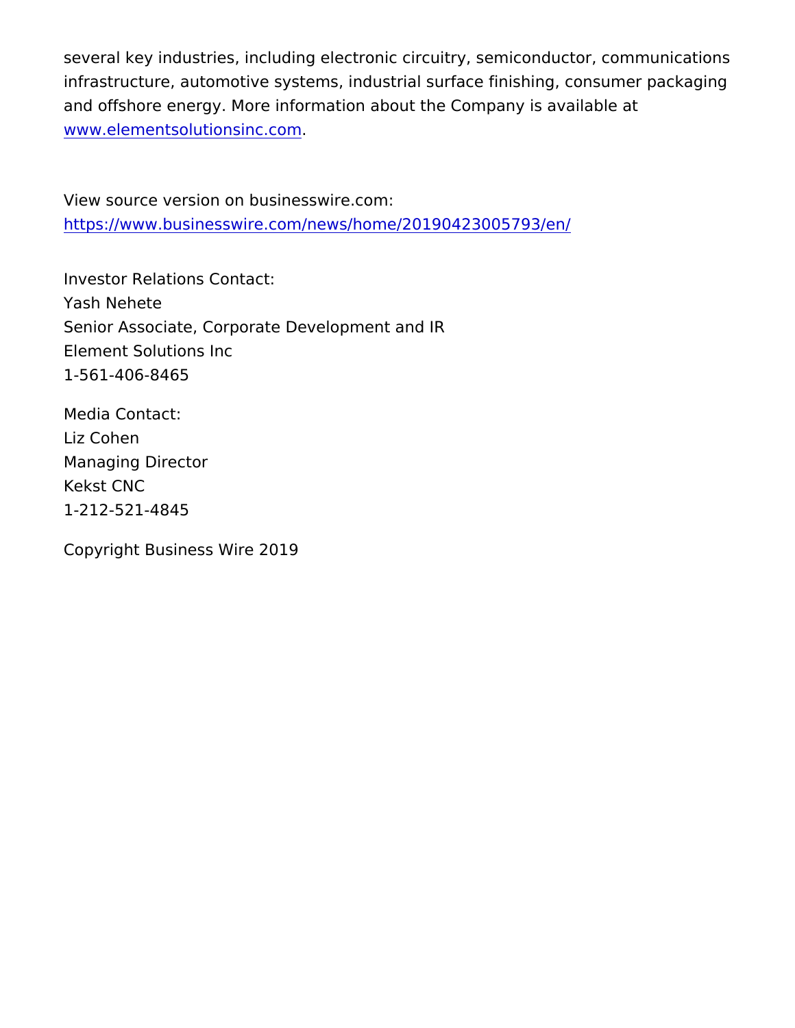several key industries, including electronic circuitry, semiconductor, communications infrastructure, automotive systems, industrial surface finishing, consumer packaging and offshore energy. More information about the Company is available at [www.elementsolutionsinc.com](http://www.elementsolutionsinc.com).

View source version on businesswire.com: [https://www.businesswire.com/news/home/20190423005793/en/](https://www.businesswire.com/news/home/20190423005793/en/)

Investor Relations Contact:
Yash Nehete
Senior Associate, Corporate Development and IR
Element Solutions Inc
1-561-406-8465

Media Contact:
Liz Cohen
Managing Director
Kekst CNC
1-212-521-4845

Copyright Business Wire 2019